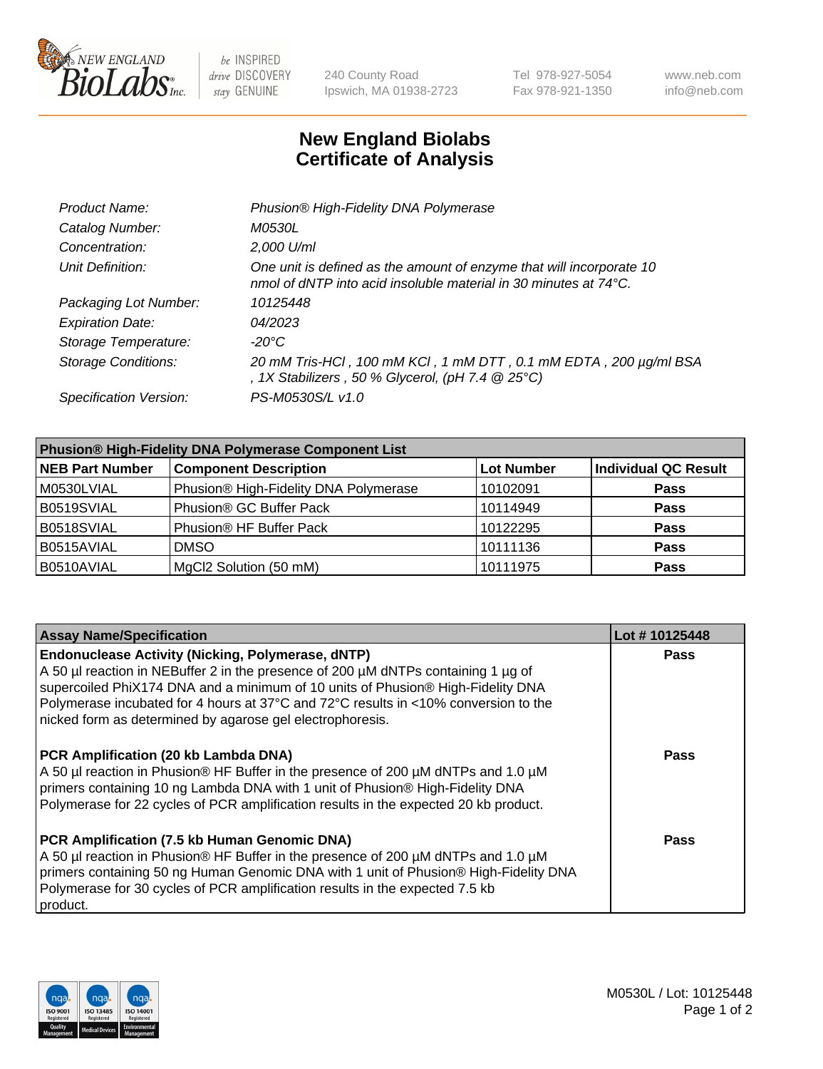New England BioLabs Inc. — be INSPIRED, drive DISCOVERY, stay GENUINE

240 County Road
Ipswich, MA 01938-2723

Tel 978-927-5054
Fax 978-921-1350

www.neb.com
info@neb.com

# New England Biolabs
# Certificate of Analysis

| | |
|---|---|
| *Product Name:* | *Phusion® High-Fidelity DNA Polymerase* |
| *Catalog Number:* | *M0530L* |
| *Concentration:* | *2,000 U/ml* |
| *Unit Definition:* | *One unit is defined as the amount of enzyme that will incorporate 10 nmol of dNTP into acid insoluble material in 30 minutes at 74°C.* |
| *Packaging Lot Number:* | *10125448* |
| *Expiration Date:* | *04/2023* |
| *Storage Temperature:* | *-20°C* |
| *Storage Conditions:* | *20 mM Tris-HCl , 100 mM KCl , 1 mM DTT , 0.1 mM EDTA , 200 µg/ml BSA , 1X Stabilizers , 50 % Glycerol, (pH 7.4 @ 25°C)* |
| *Specification Version:* | *PS-M0530S/L v1.0* |

| **Phusion® High-Fidelity DNA Polymerase Component List** | | | |
|---|---|---|---|
| **NEB Part Number** | **Component Description** | **Lot Number** | **Individual QC Result** |
| M0530LVIAL | Phusion® High-Fidelity DNA Polymerase | 10102091 | **Pass** |
| B0519SVIAL | Phusion® GC Buffer Pack | 10114949 | **Pass** |
| B0518SVIAL | Phusion® HF Buffer Pack | 10122295 | **Pass** |
| B0515AVIAL | DMSO | 10111136 | **Pass** |
| B0510AVIAL | MgCl2 Solution (50 mM) | 10111975 | **Pass** |

| **Assay Name/Specification** | **Lot # 10125448** |
|---|---|
| **Endonuclease Activity (Nicking, Polymerase, dNTP)**<br>A 50 µl reaction in NEBuffer 2 in the presence of 200 µM dNTPs containing 1 µg of supercoiled PhiX174 DNA and a minimum of 10 units of Phusion® High-Fidelity DNA Polymerase incubated for 4 hours at 37°C and 72°C results in <10% conversion to the nicked form as determined by agarose gel electrophoresis. | **Pass** |
| **PCR Amplification (20 kb Lambda DNA)**<br>A 50 µl reaction in Phusion® HF Buffer in the presence of 200 µM dNTPs and 1.0 µM primers containing 10 ng Lambda DNA with 1 unit of Phusion® High-Fidelity DNA Polymerase for 22 cycles of PCR amplification results in the expected 20 kb product. | **Pass** |
| **PCR Amplification (7.5 kb Human Genomic DNA)**<br>A 50 µl reaction in Phusion® HF Buffer in the presence of 200 µM dNTPs and 1.0 µM primers containing 50 ng Human Genomic DNA with 1 unit of Phusion® High-Fidelity DNA Polymerase for 30 cycles of PCR amplification results in the expected 7.5 kb product. | **Pass** |

M0530L / Lot: 10125448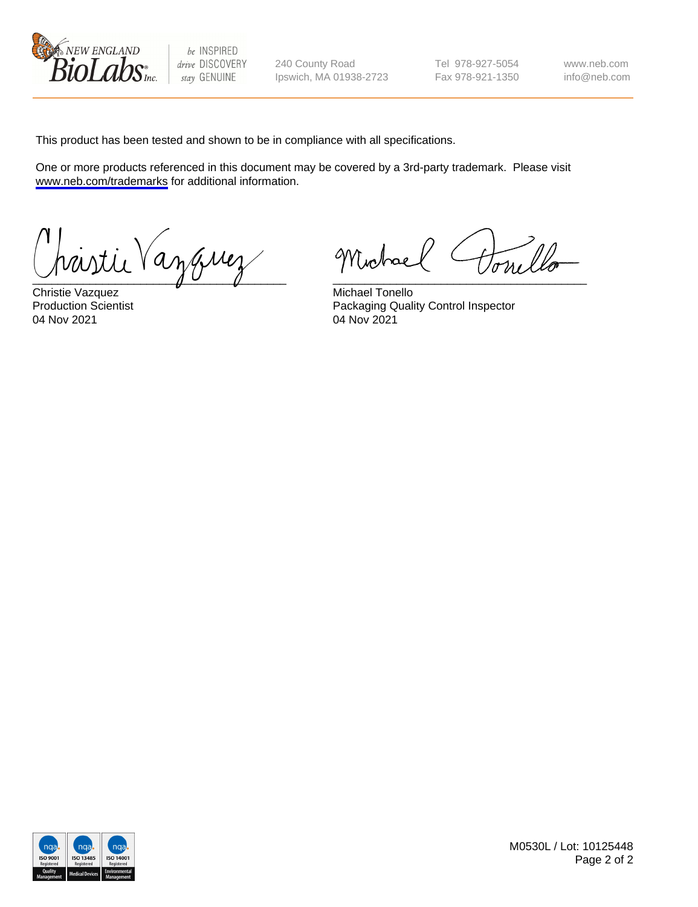This product has been tested and shown to be in compliance with all specifications.

One or more products referenced in this document may be covered by a 3rd-party trademark. Please visit www.neb.com/trademarks for additional information.

Christie Vazquez
Production Scientist
04 Nov 2021

Michael Tonello
Packaging Quality Control Inspector
04 Nov 2021

M0530L / Lot: 10125448